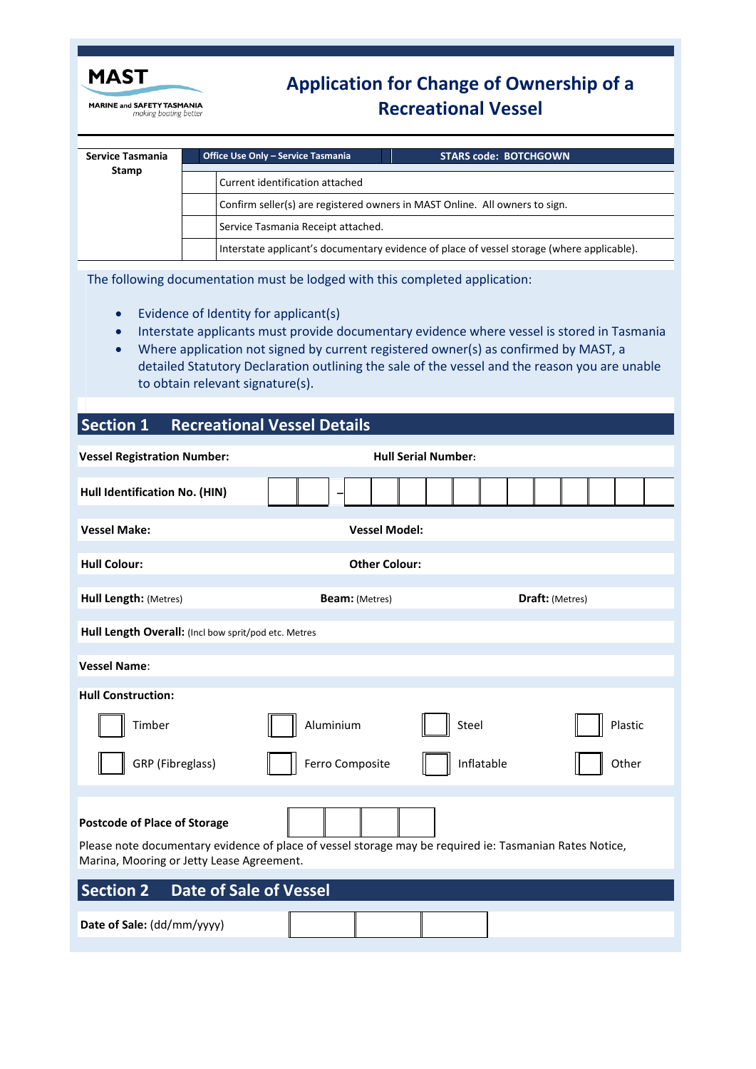**MAST**
MARINE and SAFETY TASMANIA
*making boating better*

# Application for Change of Ownership of a Recreational Vessel

| Service Tasmania Stamp | Office Use Only – Service Tasmania | STARS code: BOTCHGOWN |
|---|---|---|
| | ☐ | Current identification attached |
| | ☐ | Confirm seller(s) are registered owners in MAST Online. All owners to sign. |
| | ☐ | Service Tasmania Receipt attached. |
| | ☐ | Interstate applicant's documentary evidence of place of vessel storage (where applicable). |

The following documentation must be lodged with this completed application:

- Evidence of Identity for applicant(s)
- Interstate applicants must provide documentary evidence where vessel is stored in Tasmania
- Where application not signed by current registered owner(s) as confirmed by MAST, a detailed Statutory Declaration outlining the sale of the vessel and the reason you are unable to obtain relevant signature(s).

## Section 1 Recreational Vessel Details

**Vessel Registration Number:** **Hull Serial Number:**

**Hull Identification No. (HIN)** ☐☐ – ☐☐☐☐☐☐☐☐☐☐☐☐

**Vessel Make:** **Vessel Model:**

**Hull Colour:** **Other Colour:**

**Hull Length:** (Metres) **Beam:** (Metres) **Draft:** (Metres)

**Hull Length Overall:** (Incl bow sprit/pod etc. Metres

**Vessel Name**:

**Hull Construction:**

| | | | |
|---|---|---|---|
| ☐ Timber | ☐ Aluminium | ☐ Steel | ☐ Plastic |
| ☐ GRP (Fibreglass) | ☐ Ferro Composite | ☐ Inflatable | ☐ Other |

**Postcode of Place of Storage** ☐☐☐☐

Please note documentary evidence of place of vessel storage may be required ie: Tasmanian Rates Notice, Marina, Mooring or Jetty Lease Agreement.

## Section 2 Date of Sale of Vessel

**Date of Sale:** (dd/mm/yyyy) ☐ ☐ ☐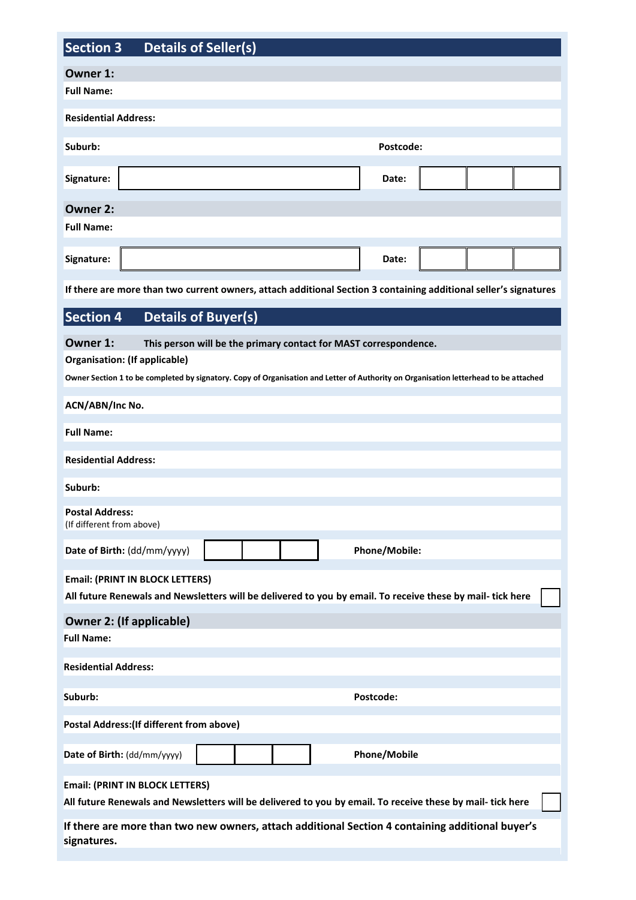## Section 3 Details of Seller(s)

### Owner 1:

**Full Name:**

**Residential Address:**

**Suburb:** **Postcode:**

| **Signature:** | | **Date:** | | | |
|---|---|---|---|---|---|

### Owner 2:

**Full Name:**

| **Signature:** | | **Date:** | | | |
|---|---|---|---|---|---|

**If there are more than two current owners, attach additional Section 3 containing additional seller's signatures**

## Section 4 Details of Buyer(s)

### Owner 1: This person will be the primary contact for MAST correspondence.

**Organisation: (If applicable)**

**Owner Section 1 to be completed by signatory. Copy of Organisation and Letter of Authority on Organisation letterhead to be attached**

**ACN/ABN/Inc No.**

**Full Name:**

**Residential Address:**

**Suburb:**

**Postal Address:**
(If different from above)

| **Date of Birth:** (dd/mm/yyyy) | | | | **Phone/Mobile:** |
|---|---|---|---|---|

**Email: (PRINT IN BLOCK LETTERS)**

**All future Renewals and Newsletters will be delivered to you by email. To receive these by mail- tick here** ☐

### Owner 2: (If applicable)

**Full Name:**

**Residential Address:**

**Suburb:** **Postcode:**

**Postal Address:(If different from above)**

| **Date of Birth:** (dd/mm/yyyy) | | | | **Phone/Mobile** |
|---|---|---|---|---|

**Email: (PRINT IN BLOCK LETTERS)**

**All future Renewals and Newsletters will be delivered to you by email. To receive these by mail- tick here** ☐

**If there are more than two new owners, attach additional Section 4 containing additional buyer's signatures.**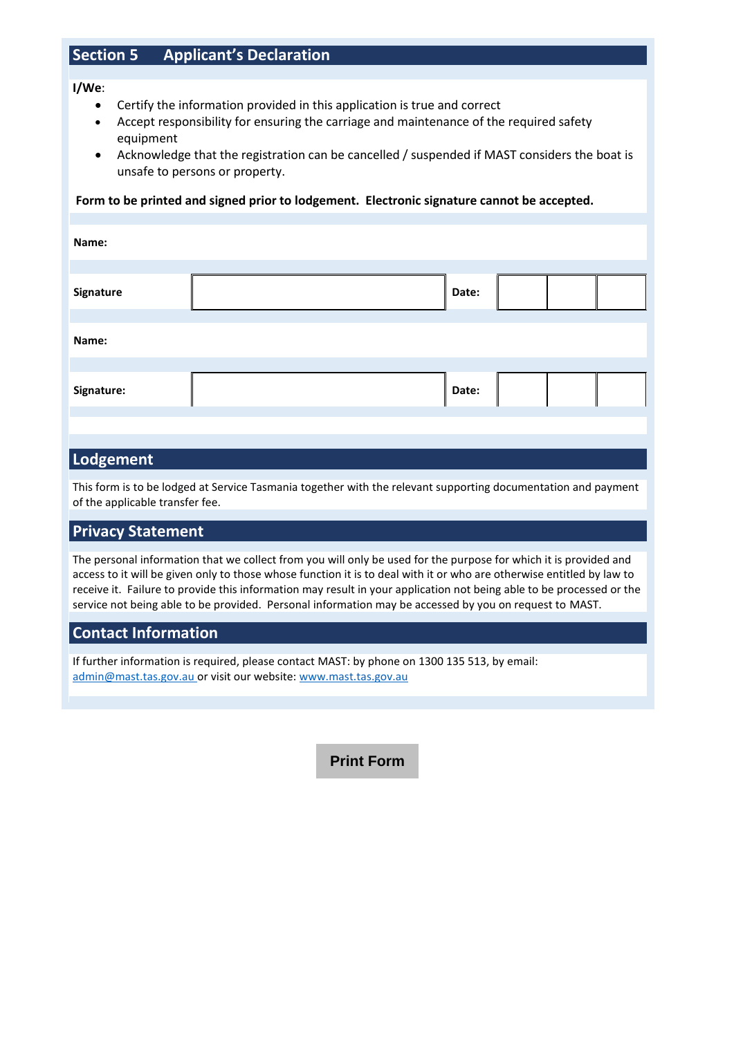## Section 5 Applicant's Declaration

**I/We**:

- Certify the information provided in this application is true and correct
- Accept responsibility for ensuring the carriage and maintenance of the required safety equipment
- Acknowledge that the registration can be cancelled / suspended if MAST considers the boat is unsafe to persons or property.

**Form to be printed and signed prior to lodgement. Electronic signature cannot be accepted.**

**Name:**

| | | | | | |
|---|---|---|---|---|---|
| **Signature** | | **Date:** | | | |

**Name:**

| | | | | | |
|---|---|---|---|---|---|
| **Signature:** | | **Date:** | | | |

## Lodgement

This form is to be lodged at Service Tasmania together with the relevant supporting documentation and payment of the applicable transfer fee.

## Privacy Statement

The personal information that we collect from you will only be used for the purpose for which it is provided and access to it will be given only to those whose function it is to deal with it or who are otherwise entitled by law to receive it. Failure to provide this information may result in your application not being able to be processed or the service not being able to be provided. Personal information may be accessed by you on request to MAST.

## Contact Information

If further information is required, please contact MAST: by phone on 1300 135 513, by email: admin@mast.tas.gov.au or visit our website: www.mast.tas.gov.au

Print Form